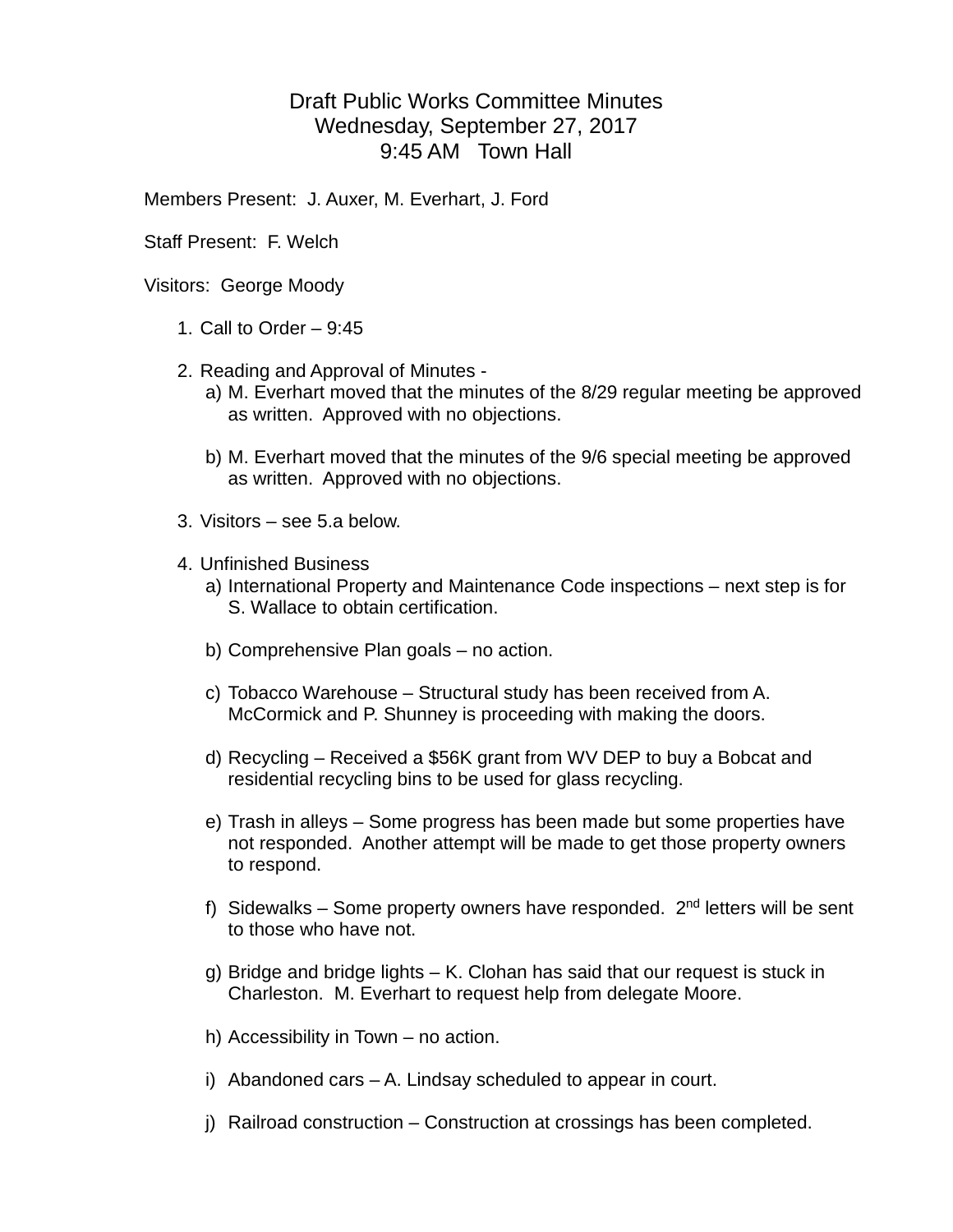# Draft Public Works Committee Minutes
## Wednesday, September 27, 2017
## 9:45 AM Town Hall

Members Present: J. Auxer, M. Everhart, J. Ford

Staff Present: F. Welch

Visitors: George Moody

1. Call to Order – 9:45

2. Reading and Approval of Minutes -
   a) M. Everhart moved that the minutes of the 8/29 regular meeting be approved as written. Approved with no objections.

   b) M. Everhart moved that the minutes of the 9/6 special meeting be approved as written. Approved with no objections.

3. Visitors – see 5.a below.

4. Unfinished Business
   a) International Property and Maintenance Code inspections – next step is for S. Wallace to obtain certification.

   b) Comprehensive Plan goals – no action.

   c) Tobacco Warehouse – Structural study has been received from A. McCormick and P. Shunney is proceeding with making the doors.

   d) Recycling – Received a $56K grant from WV DEP to buy a Bobcat and residential recycling bins to be used for glass recycling.

   e) Trash in alleys – Some progress has been made but some properties have not responded. Another attempt will be made to get those property owners to respond.

   f) Sidewalks – Some property owners have responded. 2nd letters will be sent to those who have not.

   g) Bridge and bridge lights – K. Clohan has said that our request is stuck in Charleston. M. Everhart to request help from delegate Moore.

   h) Accessibility in Town – no action.

   i) Abandoned cars – A. Lindsay scheduled to appear in court.

   j) Railroad construction – Construction at crossings has been completed.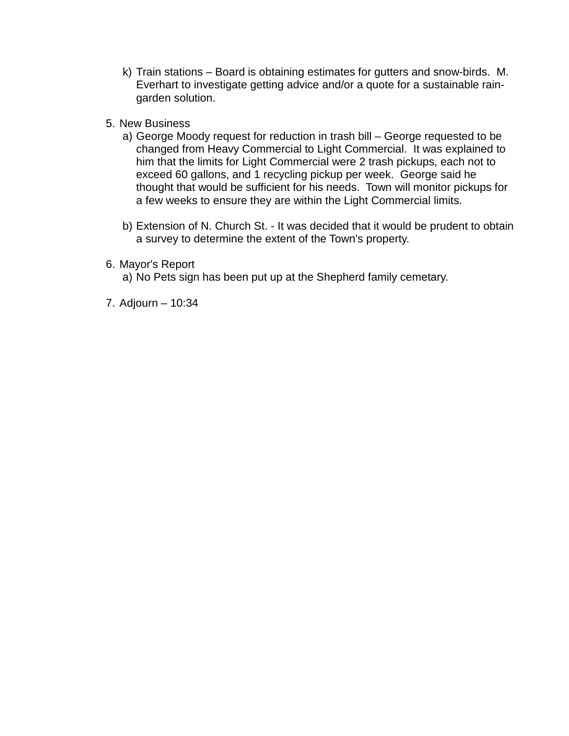k) Train stations – Board is obtaining estimates for gutters and snow-birds. M. Everhart to investigate getting advice and/or a quote for a sustainable rain-garden solution.

5. New Business
   a) George Moody request for reduction in trash bill – George requested to be changed from Heavy Commercial to Light Commercial. It was explained to him that the limits for Light Commercial were 2 trash pickups, each not to exceed 60 gallons, and 1 recycling pickup per week. George said he thought that would be sufficient for his needs. Town will monitor pickups for a few weeks to ensure they are within the Light Commercial limits.

   b) Extension of N. Church St. - It was decided that it would be prudent to obtain a survey to determine the extent of the Town's property.

6. Mayor's Report
   a) No Pets sign has been put up at the Shepherd family cemetary.

7. Adjourn – 10:34